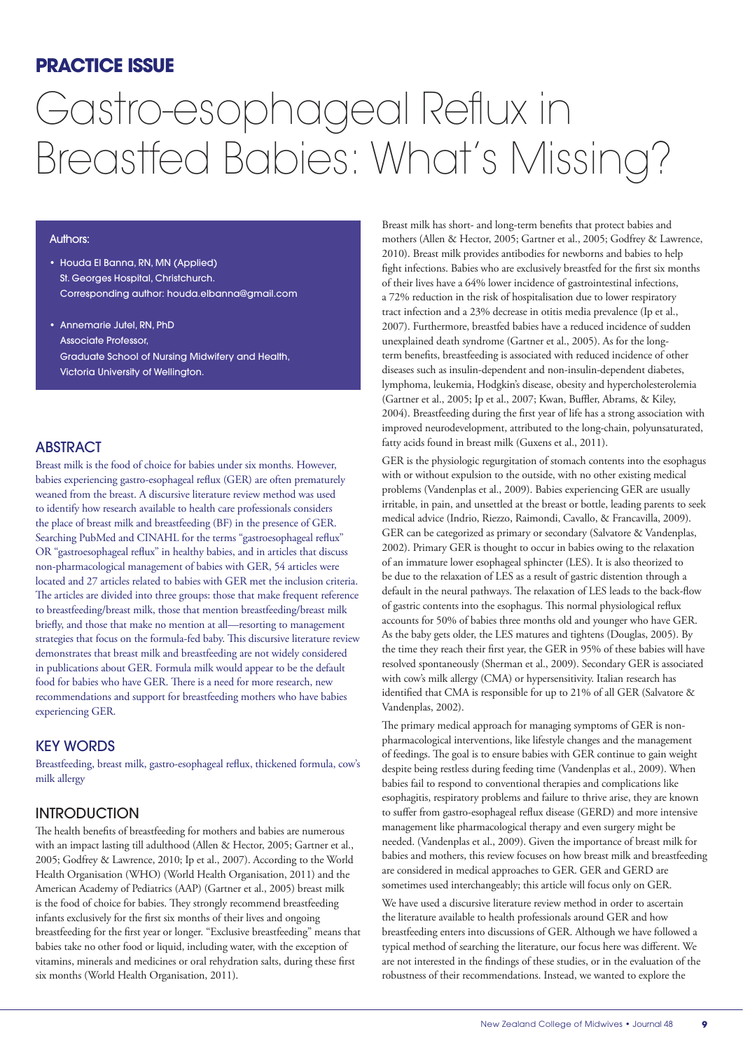**PRACTICE ISSUE**

# Gastro-esophageal Reflux in Breastfed Babies: What's Missing?

**Authors:**

- Houda El Banna, RN, MN (Applied)
  St. Georges Hospital, Christchurch.
  Corresponding author: houda.elbanna@gmail.com
- Annemarie Jutel, RN, PhD
  Associate Professor,
  Graduate School of Nursing Midwifery and Health,
  Victoria University of Wellington.

## ABSTRACT

Breast milk is the food of choice for babies under six months. However, babies experiencing gastro-esophageal reflux (GER) are often prematurely weaned from the breast. A discursive literature review method was used to identify how research available to health care professionals considers the place of breast milk and breastfeeding (BF) in the presence of GER. Searching PubMed and CINAHL for the terms "gastroesophageal reflux" OR "gastroesophageal reflux" in healthy babies, and in articles that discuss non-pharmacological management of babies with GER, 54 articles were located and 27 articles related to babies with GER met the inclusion criteria. The articles are divided into three groups: those that make frequent reference to breastfeeding/breast milk, those that mention breastfeeding/breast milk briefly, and those that make no mention at all—resorting to management strategies that focus on the formula-fed baby. This discursive literature review demonstrates that breast milk and breastfeeding are not widely considered in publications about GER. Formula milk would appear to be the default food for babies who have GER. There is a need for more research, new recommendations and support for breastfeeding mothers who have babies experiencing GER.

## KEY WORDS

Breastfeeding, breast milk, gastro-esophageal reflux, thickened formula, cow's milk allergy

## INTRODUCTION

The health benefits of breastfeeding for mothers and babies are numerous with an impact lasting till adulthood (Allen & Hector, 2005; Gartner et al., 2005; Godfrey & Lawrence, 2010; Ip et al., 2007). According to the World Health Organisation (WHO) (World Health Organisation, 2011) and the American Academy of Pediatrics (AAP) (Gartner et al., 2005) breast milk is the food of choice for babies. They strongly recommend breastfeeding infants exclusively for the first six months of their lives and ongoing breastfeeding for the first year or longer. "Exclusive breastfeeding" means that babies take no other food or liquid, including water, with the exception of vitamins, minerals and medicines or oral rehydration salts, during these first six months (World Health Organisation, 2011).

Breast milk has short- and long-term benefits that protect babies and mothers (Allen & Hector, 2005; Gartner et al., 2005; Godfrey & Lawrence, 2010). Breast milk provides antibodies for newborns and babies to help fight infections. Babies who are exclusively breastfed for the first six months of their lives have a 64% lower incidence of gastrointestinal infections, a 72% reduction in the risk of hospitalisation due to lower respiratory tract infection and a 23% decrease in otitis media prevalence (Ip et al., 2007). Furthermore, breastfed babies have a reduced incidence of sudden unexplained death syndrome (Gartner et al., 2005). As for the long-term benefits, breastfeeding is associated with reduced incidence of other diseases such as insulin-dependent and non-insulin-dependent diabetes, lymphoma, leukemia, Hodgkin's disease, obesity and hypercholesterolemia (Gartner et al., 2005; Ip et al., 2007; Kwan, Buffler, Abrams, & Kiley, 2004). Breastfeeding during the first year of life has a strong association with improved neurodevelopment, attributed to the long-chain, polyunsaturated, fatty acids found in breast milk (Guxens et al., 2011).

GER is the physiologic regurgitation of stomach contents into the esophagus with or without expulsion to the outside, with no other existing medical problems (Vandenplas et al., 2009). Babies experiencing GER are usually irritable, in pain, and unsettled at the breast or bottle, leading parents to seek medical advice (Indrio, Riezzo, Raimondi, Cavallo, & Francavilla, 2009). GER can be categorized as primary or secondary (Salvatore & Vandenplas, 2002). Primary GER is thought to occur in babies owing to the relaxation of an immature lower esophageal sphincter (LES). It is also theorized to be due to the relaxation of LES as a result of gastric distention through a default in the neural pathways. The relaxation of LES leads to the back-flow of gastric contents into the esophagus. This normal physiological reflux accounts for 50% of babies three months old and younger who have GER. As the baby gets older, the LES matures and tightens (Douglas, 2005). By the time they reach their first year, the GER in 95% of these babies will have resolved spontaneously (Sherman et al., 2009). Secondary GER is associated with cow's milk allergy (CMA) or hypersensitivity. Italian research has identified that CMA is responsible for up to 21% of all GER (Salvatore & Vandenplas, 2002).

The primary medical approach for managing symptoms of GER is non-pharmacological interventions, like lifestyle changes and the management of feedings. The goal is to ensure babies with GER continue to gain weight despite being restless during feeding time (Vandenplas et al., 2009). When babies fail to respond to conventional therapies and complications like esophagitis, respiratory problems and failure to thrive arise, they are known to suffer from gastro-esophageal reflux disease (GERD) and more intensive management like pharmacological therapy and even surgery might be needed. (Vandenplas et al., 2009). Given the importance of breast milk for babies and mothers, this review focuses on how breast milk and breastfeeding are considered in medical approaches to GER. GER and GERD are sometimes used interchangeably; this article will focus only on GER.

We have used a discursive literature review method in order to ascertain the literature available to health professionals around GER and how breastfeeding enters into discussions of GER. Although we have followed a typical method of searching the literature, our focus here was different. We are not interested in the findings of these studies, or in the evaluation of the robustness of their recommendations. Instead, we wanted to explore the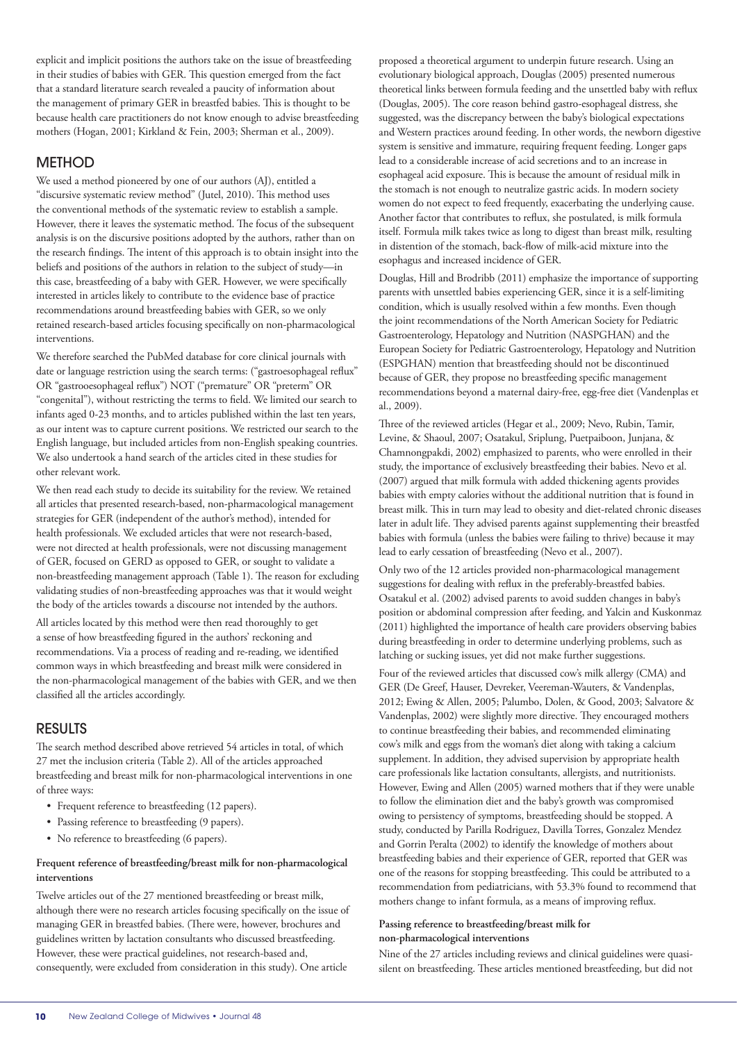explicit and implicit positions the authors take on the issue of breastfeeding in their studies of babies with GER. This question emerged from the fact that a standard literature search revealed a paucity of information about the management of primary GER in breastfed babies. This is thought to be because health care practitioners do not know enough to advise breastfeeding mothers (Hogan, 2001; Kirkland & Fein, 2003; Sherman et al., 2009).

## METHOD

We used a method pioneered by one of our authors (AJ), entitled a "discursive systematic review method" (Jutel, 2010). This method uses the conventional methods of the systematic review to establish a sample. However, there it leaves the systematic method. The focus of the subsequent analysis is on the discursive positions adopted by the authors, rather than on the research findings. The intent of this approach is to obtain insight into the beliefs and positions of the authors in relation to the subject of study—in this case, breastfeeding of a baby with GER. However, we were specifically interested in articles likely to contribute to the evidence base of practice recommendations around breastfeeding babies with GER, so we only retained research-based articles focusing specifically on non-pharmacological interventions.

We therefore searched the PubMed database for core clinical journals with date or language restriction using the search terms: ("gastroesophageal reflux" OR "gastrooesophageal reflux") NOT ("premature" OR "preterm" OR "congenital"), without restricting the terms to field. We limited our search to infants aged 0-23 months, and to articles published within the last ten years, as our intent was to capture current positions. We restricted our search to the English language, but included articles from non-English speaking countries. We also undertook a hand search of the articles cited in these studies for other relevant work.

We then read each study to decide its suitability for the review. We retained all articles that presented research-based, non-pharmacological management strategies for GER (independent of the author's method), intended for health professionals. We excluded articles that were not research-based, were not directed at health professionals, were not discussing management of GER, focused on GERD as opposed to GER, or sought to validate a non-breastfeeding management approach (Table 1). The reason for excluding validating studies of non-breastfeeding approaches was that it would weight the body of the articles towards a discourse not intended by the authors.

All articles located by this method were then read thoroughly to get a sense of how breastfeeding figured in the authors' reckoning and recommendations. Via a process of reading and re-reading, we identified common ways in which breastfeeding and breast milk were considered in the non-pharmacological management of the babies with GER, and we then classified all the articles accordingly.

## RESULTS

The search method described above retrieved 54 articles in total, of which 27 met the inclusion criteria (Table 2). All of the articles approached breastfeeding and breast milk for non-pharmacological interventions in one of three ways:

- Frequent reference to breastfeeding (12 papers).
- Passing reference to breastfeeding (9 papers).
- No reference to breastfeeding (6 papers).

### Frequent reference of breastfeeding/breast milk for non-pharmacological interventions

Twelve articles out of the 27 mentioned breastfeeding or breast milk, although there were no research articles focusing specifically on the issue of managing GER in breastfed babies. (There were, however, brochures and guidelines written by lactation consultants who discussed breastfeeding. However, these were practical guidelines, not research-based and, consequently, were excluded from consideration in this study). One article proposed a theoretical argument to underpin future research. Using an evolutionary biological approach, Douglas (2005) presented numerous theoretical links between formula feeding and the unsettled baby with reflux (Douglas, 2005). The core reason behind gastro-esophageal distress, she suggested, was the discrepancy between the baby's biological expectations and Western practices around feeding. In other words, the newborn digestive system is sensitive and immature, requiring frequent feeding. Longer gaps lead to a considerable increase of acid secretions and to an increase in esophageal acid exposure. This is because the amount of residual milk in the stomach is not enough to neutralize gastric acids. In modern society women do not expect to feed frequently, exacerbating the underlying cause. Another factor that contributes to reflux, she postulated, is milk formula itself. Formula milk takes twice as long to digest than breast milk, resulting in distention of the stomach, back-flow of milk-acid mixture into the esophagus and increased incidence of GER.

Douglas, Hill and Brodribb (2011) emphasize the importance of supporting parents with unsettled babies experiencing GER, since it is a self-limiting condition, which is usually resolved within a few months. Even though the joint recommendations of the North American Society for Pediatric Gastroenterology, Hepatology and Nutrition (NASPGHAN) and the European Society for Pediatric Gastroenterology, Hepatology and Nutrition (ESPGHAN) mention that breastfeeding should not be discontinued because of GER, they propose no breastfeeding specific management recommendations beyond a maternal dairy-free, egg-free diet (Vandenplas et al., 2009).

Three of the reviewed articles (Hegar et al., 2009; Nevo, Rubin, Tamir, Levine, & Shaoul, 2007; Osatakul, Sriplung, Puetpaiboon, Junjana, & Chamnongpakdi, 2002) emphasized to parents, who were enrolled in their study, the importance of exclusively breastfeeding their babies. Nevo et al. (2007) argued that milk formula with added thickening agents provides babies with empty calories without the additional nutrition that is found in breast milk. This in turn may lead to obesity and diet-related chronic diseases later in adult life. They advised parents against supplementing their breastfed babies with formula (unless the babies were failing to thrive) because it may lead to early cessation of breastfeeding (Nevo et al., 2007).

Only two of the 12 articles provided non-pharmacological management suggestions for dealing with reflux in the preferably-breastfed babies. Osatakul et al. (2002) advised parents to avoid sudden changes in baby's position or abdominal compression after feeding, and Yalcin and Kuskonmaz (2011) highlighted the importance of health care providers observing babies during breastfeeding in order to determine underlying problems, such as latching or sucking issues, yet did not make further suggestions.

Four of the reviewed articles that discussed cow's milk allergy (CMA) and GER (De Greef, Hauser, Devreker, Veereman-Wauters, & Vandenplas, 2012; Ewing & Allen, 2005; Palumbo, Dolen, & Good, 2003; Salvatore & Vandenplas, 2002) were slightly more directive. They encouraged mothers to continue breastfeeding their babies, and recommended eliminating cow's milk and eggs from the woman's diet along with taking a calcium supplement. In addition, they advised supervision by appropriate health care professionals like lactation consultants, allergists, and nutritionists. However, Ewing and Allen (2005) warned mothers that if they were unable to follow the elimination diet and the baby's growth was compromised owing to persistency of symptoms, breastfeeding should be stopped. A study, conducted by Parilla Rodriguez, Davilla Torres, Gonzalez Mendez and Gorrin Peralta (2002) to identify the knowledge of mothers about breastfeeding babies and their experience of GER, reported that GER was one of the reasons for stopping breastfeeding. This could be attributed to a recommendation from pediatricians, with 53.3% found to recommend that mothers change to infant formula, as a means of improving reflux.

### Passing reference to breastfeeding/breast milk for non-pharmacological interventions

Nine of the 27 articles including reviews and clinical guidelines were quasi-silent on breastfeeding. These articles mentioned breastfeeding, but did not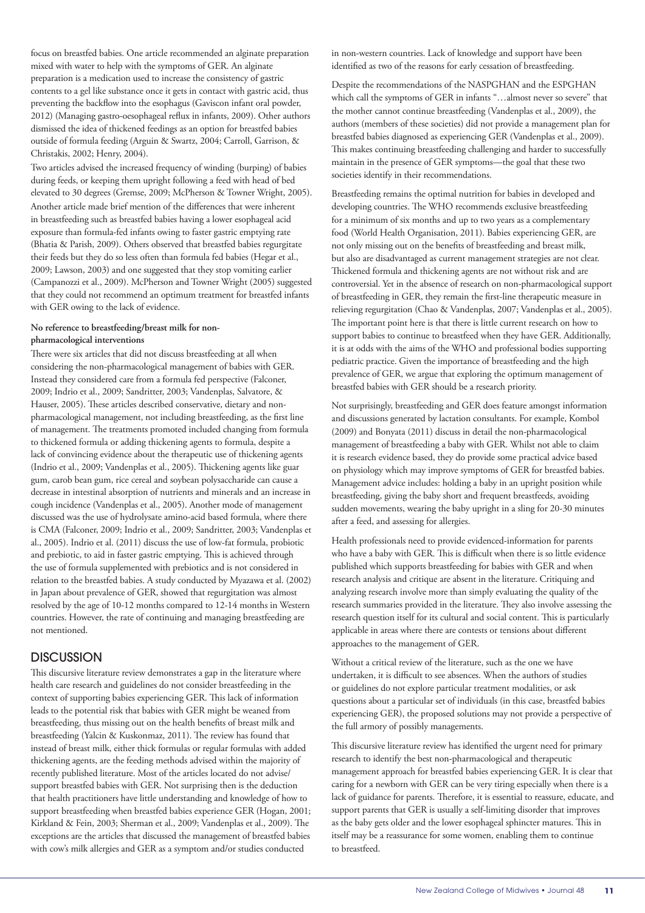focus on breastfed babies. One article recommended an alginate preparation mixed with water to help with the symptoms of GER. An alginate preparation is a medication used to increase the consistency of gastric contents to a gel like substance once it gets in contact with gastric acid, thus preventing the backflow into the esophagus (Gaviscon infant oral powder, 2012) (Managing gastro-oesophageal reflux in infants, 2009). Other authors dismissed the idea of thickened feedings as an option for breastfed babies outside of formula feeding (Arguin & Swartz, 2004; Carroll, Garrison, & Christakis, 2002; Henry, 2004).

Two articles advised the increased frequency of winding (burping) of babies during feeds, or keeping them upright following a feed with head of bed elevated to 30 degrees (Gremse, 2009; McPherson & Towner Wright, 2005). Another article made brief mention of the differences that were inherent in breastfeeding such as breastfed babies having a lower esophageal acid exposure than formula-fed infants owing to faster gastric emptying rate (Bhatia & Parish, 2009). Others observed that breastfed babies regurgitate their feeds but they do so less often than formula fed babies (Hegar et al., 2009; Lawson, 2003) and one suggested that they stop vomiting earlier (Campanozzi et al., 2009). McPherson and Towner Wright (2005) suggested that they could not recommend an optimum treatment for breastfed infants with GER owing to the lack of evidence.

**No reference to breastfeeding/breast milk for non-pharmacological interventions**

There were six articles that did not discuss breastfeeding at all when considering the non-pharmacological management of babies with GER. Instead they considered care from a formula fed perspective (Falconer, 2009; Indrio et al., 2009; Sandritter, 2003; Vandenplas, Salvatore, & Hauser, 2005). These articles described conservative, dietary and non-pharmacological management, not including breastfeeding, as the first line of management. The treatments promoted included changing from formula to thickened formula or adding thickening agents to formula, despite a lack of convincing evidence about the therapeutic use of thickening agents (Indrio et al., 2009; Vandenplas et al., 2005). Thickening agents like guar gum, carob bean gum, rice cereal and soybean polysaccharide can cause a decrease in intestinal absorption of nutrients and minerals and an increase in cough incidence (Vandenplas et al., 2005). Another mode of management discussed was the use of hydrolysate amino-acid based formula, where there is CMA (Falconer, 2009; Indrio et al., 2009; Sandritter, 2003; Vandenplas et al., 2005). Indrio et al. (2011) discuss the use of low-fat formula, probiotic and prebiotic, to aid in faster gastric emptying. This is achieved through the use of formula supplemented with prebiotics and is not considered in relation to the breastfed babies. A study conducted by Myazawa et al. (2002) in Japan about prevalence of GER, showed that regurgitation was almost resolved by the age of 10-12 months compared to 12-14 months in Western countries. However, the rate of continuing and managing breastfeeding are not mentioned.

## DISCUSSION

This discursive literature review demonstrates a gap in the literature where health care research and guidelines do not consider breastfeeding in the context of supporting babies experiencing GER. This lack of information leads to the potential risk that babies with GER might be weaned from breastfeeding, thus missing out on the health benefits of breast milk and breastfeeding (Yalcin & Kuskonmaz, 2011). The review has found that instead of breast milk, either thick formulas or regular formulas with added thickening agents, are the feeding methods advised within the majority of recently published literature. Most of the articles located do not advise/support breastfed babies with GER. Not surprising then is the deduction that health practitioners have little understanding and knowledge of how to support breastfeeding when breastfed babies experience GER (Hogan, 2001; Kirkland & Fein, 2003; Sherman et al., 2009; Vandenplas et al., 2009). The exceptions are the articles that discussed the management of breastfed babies with cow's milk allergies and GER as a symptom and/or studies conducted in non-western countries. Lack of knowledge and support have been identified as two of the reasons for early cessation of breastfeeding.

Despite the recommendations of the NASPGHAN and the ESPGHAN which call the symptoms of GER in infants "…almost never so severe" that the mother cannot continue breastfeeding (Vandenplas et al., 2009), the authors (members of these societies) did not provide a management plan for breastfed babies diagnosed as experiencing GER (Vandenplas et al., 2009). This makes continuing breastfeeding challenging and harder to successfully maintain in the presence of GER symptoms—the goal that these two societies identify in their recommendations.

Breastfeeding remains the optimal nutrition for babies in developed and developing countries. The WHO recommends exclusive breastfeeding for a minimum of six months and up to two years as a complementary food (World Health Organisation, 2011). Babies experiencing GER, are not only missing out on the benefits of breastfeeding and breast milk, but also are disadvantaged as current management strategies are not clear. Thickened formula and thickening agents are not without risk and are controversial. Yet in the absence of research on non-pharmacological support of breastfeeding in GER, they remain the first-line therapeutic measure in relieving regurgitation (Chao & Vandenplas, 2007; Vandenplas et al., 2005). The important point here is that there is little current research on how to support babies to continue to breastfeed when they have GER. Additionally, it is at odds with the aims of the WHO and professional bodies supporting pediatric practice. Given the importance of breastfeeding and the high prevalence of GER, we argue that exploring the optimum management of breastfed babies with GER should be a research priority.

Not surprisingly, breastfeeding and GER does feature amongst information and discussions generated by lactation consultants. For example, Kombol (2009) and Bonyata (2011) discuss in detail the non-pharmacological management of breastfeeding a baby with GER. Whilst not able to claim it is research evidence based, they do provide some practical advice based on physiology which may improve symptoms of GER for breastfed babies. Management advice includes: holding a baby in an upright position while breastfeeding, giving the baby short and frequent breastfeeds, avoiding sudden movements, wearing the baby upright in a sling for 20-30 minutes after a feed, and assessing for allergies.

Health professionals need to provide evidenced-information for parents who have a baby with GER. This is difficult when there is so little evidence published which supports breastfeeding for babies with GER and when research analysis and critique are absent in the literature. Critiquing and analyzing research involve more than simply evaluating the quality of the research summaries provided in the literature. They also involve assessing the research question itself for its cultural and social content. This is particularly applicable in areas where there are contests or tensions about different approaches to the management of GER.

Without a critical review of the literature, such as the one we have undertaken, it is difficult to see absences. When the authors of studies or guidelines do not explore particular treatment modalities, or ask questions about a particular set of individuals (in this case, breastfed babies experiencing GER), the proposed solutions may not provide a perspective of the full armory of possibly managements.

This discursive literature review has identified the urgent need for primary research to identify the best non-pharmacological and therapeutic management approach for breastfed babies experiencing GER. It is clear that caring for a newborn with GER can be very tiring especially when there is a lack of guidance for parents. Therefore, it is essential to reassure, educate, and support parents that GER is usually a self-limiting disorder that improves as the baby gets older and the lower esophageal sphincter matures. This in itself may be a reassurance for some women, enabling them to continue to breastfeed.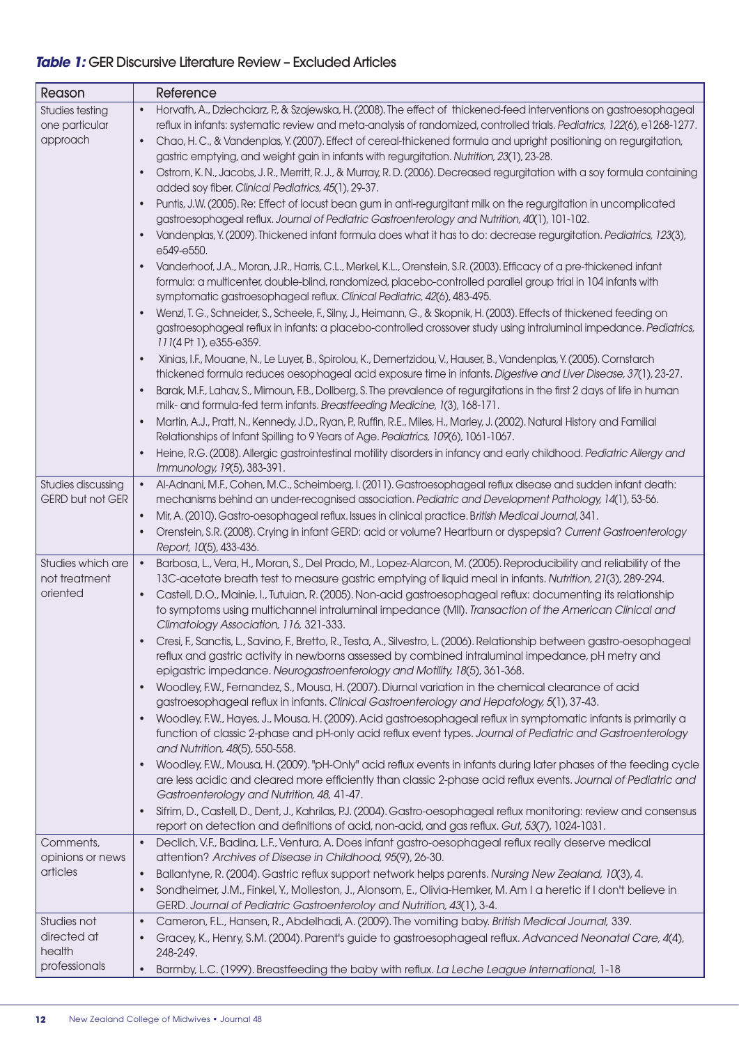***Table 1:*** GER Discursive Literature Review – Excluded Articles

| Reason | Reference |
|---|---|
| Studies testing one particular approach | • Horvath, A., Dziechciarz, P., & Szajewska, H. (2008). The effect of thickened-feed interventions on gastroesophageal reflux in infants: systematic review and meta-analysis of randomized, controlled trials. *Pediatrics, 122*(6), e1268-1277.<br>• Chao, H. C., & Vandenplas, Y. (2007). Effect of cereal-thickened formula and upright positioning on regurgitation, gastric emptying, and weight gain in infants with regurgitation. *Nutrition, 23*(1), 23-28.<br>• Ostrom, K. N., Jacobs, J. R., Merritt, R. J., & Murray, R. D. (2006). Decreased regurgitation with a soy formula containing added soy fiber. *Clinical Pediatrics, 45*(1), 29-37.<br>• Puntis, J.W. (2005). Re: Effect of locust bean gum in anti-regurgitant milk on the regurgitation in uncomplicated gastroesophageal reflux. *Journal of Pediatric Gastroenterology and Nutrition, 40*(1), 101-102.<br>• Vandenplas, Y. (2009). Thickened infant formula does what it has to do: decrease regurgitation. *Pediatrics, 123*(3), e549-e550.<br>• Vanderhoof, J.A., Moran, J.R., Harris, C.L., Merkel, K.L., Orenstein, S.R. (2003). Efficacy of a pre-thickened infant formula: a multicenter, double-blind, randomized, placebo-controlled parallel group trial in 104 infants with symptomatic gastroesophageal reflux. *Clinical Pediatric, 42*(6), 483-495.<br>• Wenzl, T. G., Schneider, S., Scheele, F., Silny, J., Heimann, G., & Skopnik, H. (2003). Effects of thickened feeding on gastroesophageal reflux in infants: a placebo-controlled crossover study using intraluminal impedance. *Pediatrics, 111*(4 Pt 1), e355-e359.<br>• Xinias, I.F., Mouane, N., Le Luyer, B., Spirolou, K., Demertzidou, V., Hauser, B., Vandenplas, Y. (2005). Cornstarch thickened formula reduces oesophageal acid exposure time in infants. *Digestive and Liver Disease, 37*(1), 23-27.<br>• Barak, M.F., Lahav, S., Mimoun, F.B., Dollberg, S. The prevalence of regurgitations in the first 2 days of life in human milk- and formula-fed term infants. *Breastfeeding Medicine, 1*(3), 168-171.<br>• Martin, A.J., Pratt, N., Kennedy, J.D., Ryan, P., Ruffin, R.E., Miles, H., Marley, J. (2002). Natural History and Familial Relationships of Infant Spilling to 9 Years of Age. *Pediatrics, 109*(6), 1061-1067.<br>• Heine, R.G. (2008). Allergic gastrointestinal motility disorders in infancy and early childhood. *Pediatric Allergy and Immunology, 19*(5), 383-391. |
| Studies discussing GERD but not GER | • Al-Adnani, M.F., Cohen, M.C., Scheimberg, I. (2011). Gastroesophageal reflux disease and sudden infant death: mechanisms behind an under-recognised association. *Pediatric and Development Pathology, 14*(1), 53-56.<br>• Mir, A. (2010). Gastro-oesophageal reflux. Issues in clinical practice. *British Medical Journal,* 341.<br>• Orenstein, S.R. (2008). Crying in infant GERD: acid or volume? Heartburn or dyspepsia? *Current Gastroenterology Report, 10*(5), 433-436. |
| Studies which are not treatment oriented | • Barbosa, L., Vera, H., Moran, S., Del Prado, M., Lopez-Alarcon, M. (2005). Reproducibility and reliability of the 13C-acetate breath test to measure gastric emptying of liquid meal in infants. *Nutrition, 21*(3), 289-294.<br>• Castell, D.O., Mainie, I., Tutuian, R. (2005). Non-acid gastroesophageal reflux: documenting its relationship to symptoms using multichannel intraluminal impedance (MII). *Transaction of the American Clinical and Climatology Association, 116,* 321-333.<br>• Cresi, F., Sanctis, L., Savino, F., Bretto, R., Testa, A., Silvestro, L. (2006). Relationship between gastro-oesophageal reflux and gastric activity in newborns assessed by combined intraluminal impedance, pH metry and epigastric impedance. *Neurogastroenterology and Motility, 18*(5), 361-368.<br>• Woodley, F.W., Fernandez, S., Mousa, H. (2007). Diurnal variation in the chemical clearance of acid gastroesophageal reflux in infants. *Clinical Gastroenterology and Hepatology, 5*(1), 37-43.<br>• Woodley, F.W., Hayes, J., Mousa, H. (2009). Acid gastroesophageal reflux in symptomatic infants is primarily a function of classic 2-phase and pH-only acid reflux event types. *Journal of Pediatric and Gastroenterology and Nutrition, 48*(5), 550-558.<br>• Woodley, F.W., Mousa, H. (2009). "pH-Only" acid reflux events in infants during later phases of the feeding cycle are less acidic and cleared more efficiently than classic 2-phase acid reflux events. *Journal of Pediatric and Gastroenterology and Nutrition, 48,* 41-47.<br>• Sifrim, D., Castell, D., Dent, J., Kahrilas, P.J. (2004). Gastro-oesophageal reflux monitoring: review and consensus report on detection and definitions of acid, non-acid, and gas reflux. *Gut, 53*(7), 1024-1031. |
| Comments, opinions or news articles | • Declich, V.F., Badina, L.F., Ventura, A. Does infant gastro-oesophageal reflux really deserve medical attention? *Archives of Disease in Childhood, 95*(9), 26-30.<br>• Ballantyne, R. (2004). Gastric reflux support network helps parents. *Nursing New Zealand, 10*(3), 4.<br>• Sondheimer, J.M., Finkel, Y., Molleston, J., Alonsom, E., Olivia-Hemker, M. Am I a heretic if I don't believe in GERD. *Journal of Pediatric Gastroenteroloy and Nutrition, 43*(1), 3-4. |
| Studies not directed at health professionals | • Cameron, F.L., Hansen, R., Abdelhadi, A. (2009). The vomiting baby. *British Medical Journal,* 339.<br>• Gracey, K., Henry, S.M. (2004). Parent's guide to gastroesophageal reflux. *Advanced Neonatal Care, 4*(4), 248-249.<br>• Barmby, L.C. (1999). Breastfeeding the baby with reflux. *La Leche League International,* 1-18 |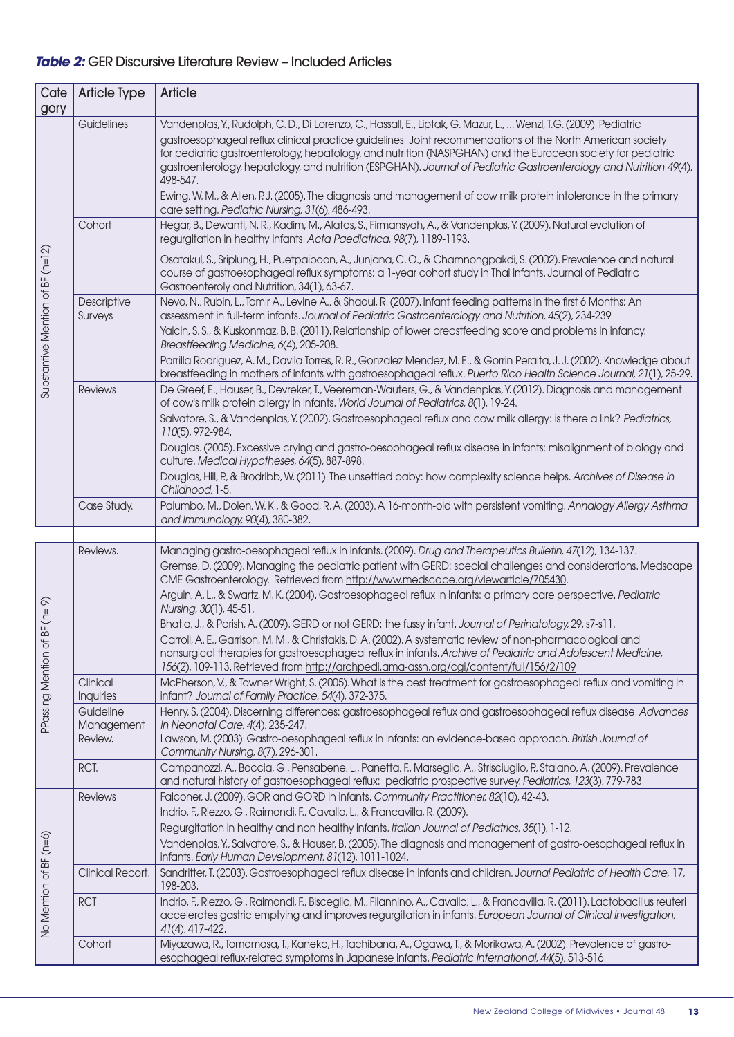***Table 2:*** GER Discursive Literature Review – Included Articles

| Category | Article Type | Article |
|---|---|---|
| Substantive Mention of BF (n=12) | Guidelines | Vandenplas, Y., Rudolph, C. D., Di Lorenzo, C., Hassall, E., Liptak, G. Mazur, L., ... Wenzl, T.G. (2009). Pediatric gastroesophageal reflux clinical practice guidelines: Joint recommendations of the North American society for pediatric gastroenterology, hepatology, and nutrition (NASPGHAN) and the European society for pediatric gastroenterology, hepatology, and nutrition (ESPGHAN). *Journal of Pediatric Gastroenterology and Nutrition 49*(4), 498-547. |
| | | Ewing, W. M., & Allen, P. J. (2005). The diagnosis and management of cow milk protein intolerance in the primary care setting. *Pediatric Nursing, 31*(6), 486-493. |
| | Cohort | Hegar, B., Dewanti, N. R., Kadim, M., Alatas, S., Firmansyah, A., & Vandenplas, Y. (2009). Natural evolution of regurgitation in healthy infants. *Acta Paediatrica, 98*(7), 1189-1193. |
| | | Osatakul, S., Sriplung, H., Puetpaiboon, A., Junjana, C. O., & Chamnongpakdi, S. (2002). Prevalence and natural course of gastroesophageal reflux symptoms: a 1-year cohort study in Thai infants. Journal of Pediatric Gastroenteroly and Nutrition, 34(1), 63-67. |
| | Descriptive Surveys | Nevo, N., Rubin, L., Tamir A., Levine A., & Shaoul, R. (2007). Infant feeding patterns in the first 6 Months: An assessment in full-term infants. *Journal of Pediatric Gastroenterology and Nutrition, 45*(2), 234-239 |
| | | Yalcin, S. S., & Kuskonmaz, B. B. (2011). Relationship of lower breastfeeding score and problems in infancy. *Breastfeeding Medicine, 6*(4), 205-208. |
| | | Parrilla Rodriguez, A. M., Davila Torres, R. R., Gonzalez Mendez, M. E., & Gorrin Peralta, J. J. (2002). Knowledge about breastfeeding in mothers of infants with gastroesophageal reflux. *Puerto Rico Health Science Journal, 21*(1), 25-29. |
| | Reviews | De Greef, E., Hauser, B., Devreker, T., Veereman-Wauters, G., & Vandenplas, Y. (2012). Diagnosis and management of cow's milk protein allergy in infants. *World Journal of Pediatrics, 8*(1), 19-24. |
| | | Salvatore, S., & Vandenplas, Y. (2002). Gastroesophageal reflux and cow milk allergy: is there a link? *Pediatrics, 110*(5), 972-984. |
| | | Douglas. (2005). Excessive crying and gastro-oesophageal reflux disease in infants: misalignment of biology and culture. *Medical Hypotheses, 64*(5), 887-898. |
| | | Douglas, Hill, P., & Brodribb, W. (2011). The unsettled baby: how complexity science helps. *Archives of Disease in Childhood*, 1-5. |
| | Case Study. | Palumbo, M., Dolen, W. K., & Good, R. A. (2003). A 16-month-old with persistent vomiting. *Annalogy Allergy Asthma and Immunology, 90*(4), 380-382. |
| PPassing Mention of BF (n= 9) | Reviews. | Managing gastro-oesophageal reflux in infants. (2009). *Drug and Therapeutics Bulletin, 47*(12), 134-137. |
| | | Gremse, D. (2009). Managing the pediatric patient with GERD: special challenges and considerations. Medscape CME Gastroenterology. Retrieved from http://www.medscape.org/viewarticle/705430. |
| | | Arguin, A. L., & Swartz, M. K. (2004). Gastroesophageal reflux in infants: a primary care perspective. *Pediatric Nursing, 30*(1), 45-51. |
| | | Bhatia, J., & Parish, A. (2009). GERD or not GERD: the fussy infant. *Journal of Perinatology*, 29, s7-s11. |
| | | Carroll, A. E., Garrison, M. M., & Christakis, D. A. (2002). A systematic review of non-pharmacological and nonsurgical therapies for gastroesophageal reflux in infants. *Archive of Pediatric and Adolescent Medicine, 156*(2), 109-113. Retrieved from http://archpedi.ama-assn.org/cgi/content/full/156/2/109 |
| | Clinical Inquiries | McPherson, V., & Towner Wright, S. (2005). What is the best treatment for gastroesophageal reflux and vomiting in infant? *Journal of Family Practice, 54*(4), 372-375. |
| | Guideline Management Review. | Henry, S. (2004). Discerning differences: gastroesophageal reflux and gastroesophageal reflux disease. *Advances in Neonatal Care, 4*(4), 235-247. |
| | | Lawson, M. (2003). Gastro-oesophageal reflux in infants: an evidence-based approach. *British Journal of Community Nursing, 8*(7), 296-301. |
| | RCT. | Campanozzi, A., Boccia, G., Pensabene, L., Panetta, F., Marseglia, A., Strisciuglio, P., Staiano, A. (2009). Prevalence and natural history of gastroesophageal reflux: pediatric prospective survey. *Pediatrics, 123*(3), 779-783. |
| No Mention of BF (n=6) | Reviews | Falconer, J. (2009). GOR and GORD in infants. *Community Practitioner, 82*(10), 42-43. |
| | | Indrio, F., Riezzo, G., Raimondi, F., Cavallo, L., & Francavilla, R. (2009). |
| | | Regurgitation in healthy and non healthy infants. *Italian Journal of Pediatrics, 35*(1), 1-12. |
| | | Vandenplas, Y., Salvatore, S., & Hauser, B. (2005). The diagnosis and management of gastro-oesophageal reflux in infants. *Early Human Development, 81*(12), 1011-1024. |
| | Clinical Report. | Sandritter, T. (2003). Gastroesophageal reflux disease in infants and children. *Journal Pediatric of Health Care,* 17, 198-203. |
| | RCT | Indrio, F., Riezzo, G., Raimondi, F., Bisceglia, M., Filannino, A., Cavallo, L., & Francavilla, R. (2011). Lactobacillus reuteri accelerates gastric emptying and improves regurgitation in infants. *European Journal of Clinical Investigation, 41*(4), 417-422. |
| | Cohort | Miyazawa, R., Tomomasa, T., Kaneko, H., Tachibana, A., Ogawa, T., & Morikawa, A. (2002). Prevalence of gastro-esophageal reflux-related symptoms in Japanese infants. *Pediatric International, 44*(5), 513-516. |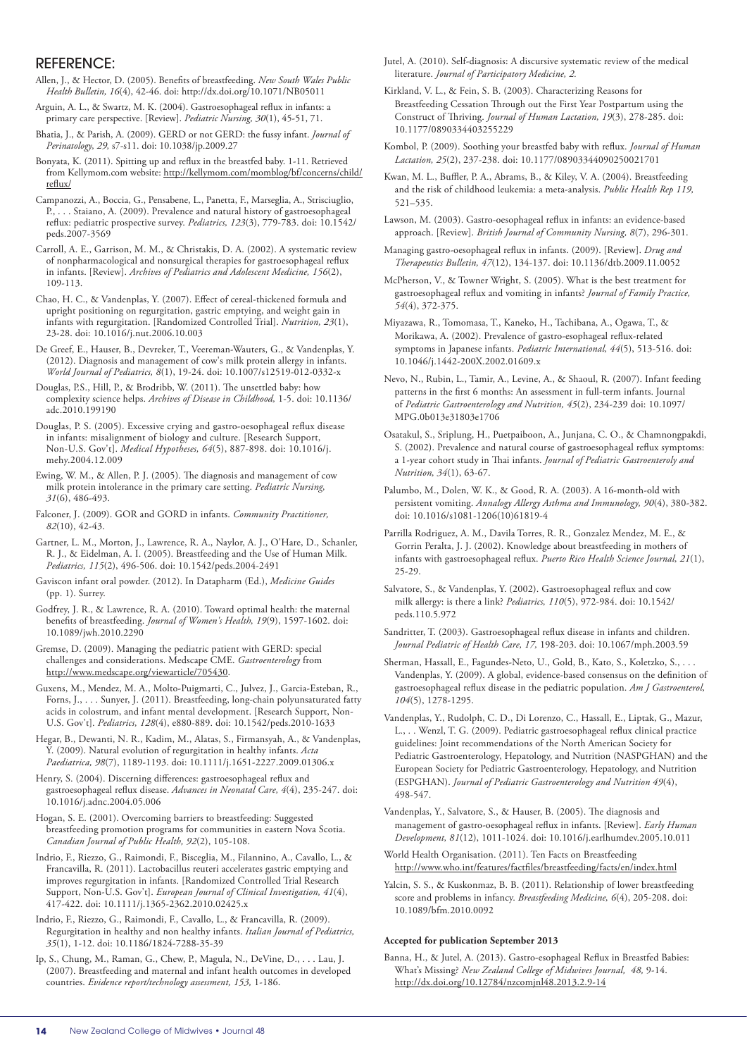## REFERENCE:

Allen, J., & Hector, D. (2005). Benefits of breastfeeding. *New South Wales Public Health Bulletin, 16*(4), 42-46. doi: http://dx.doi.org/10.1071/NB05011

Arguin, A. L., & Swartz, M. K. (2004). Gastroesophageal reflux in infants: a primary care perspective. [Review]. *Pediatric Nursing, 30*(1), 45-51, 71.

Bhatia, J., & Parish, A. (2009). GERD or not GERD: the fussy infant. *Journal of Perinatology, 29*, s7-s11. doi: 10.1038/jp.2009.27

Bonyata, K. (2011). Spitting up and reflux in the breastfed baby. 1-11. Retrieved from Kellymom.com website: http://kellymom.com/momblog/bf/concerns/child/reflux/

Campanozzi, A., Boccia, G., Pensabene, L., Panetta, F., Marseglia, A., Strisciuglio, P., . . . Staiano, A. (2009). Prevalence and natural history of gastroesophageal reflux: pediatric prospective survey. *Pediatrics, 123*(3), 779-783. doi: 10.1542/peds.2007-3569

Carroll, A. E., Garrison, M. M., & Christakis, D. A. (2002). A systematic review of nonpharmacological and nonsurgical therapies for gastroesophageal reflux in infants. [Review]. *Archives of Pediatrics and Adolescent Medicine, 156*(2), 109-113.

Chao, H. C., & Vandenplas, Y. (2007). Effect of cereal-thickened formula and upright positioning on regurgitation, gastric emptying, and weight gain in infants with regurgitation. [Randomized Controlled Trial]. *Nutrition, 23*(1), 23-28. doi: 10.1016/j.nut.2006.10.003

De Greef, E., Hauser, B., Devreker, T., Veereman-Wauters, G., & Vandenplas, Y. (2012). Diagnosis and management of cow's milk protein allergy in infants. *World Journal of Pediatrics, 8*(1), 19-24. doi: 10.1007/s12519-012-0332-x

Douglas, P.S., Hill, P., & Brodribb, W. (2011). The unsettled baby: how complexity science helps. *Archives of Disease in Childhood,* 1-5. doi: 10.1136/adc.2010.199190

Douglas, P. S. (2005). Excessive crying and gastro-oesophageal reflux disease in infants: misalignment of biology and culture. [Research Support, Non-U.S. Gov't]. *Medical Hypotheses, 64*(5), 887-898. doi: 10.1016/j.mehy.2004.12.009

Ewing, W. M., & Allen, P. J. (2005). The diagnosis and management of cow milk protein intolerance in the primary care setting. *Pediatric Nursing, 31*(6), 486-493.

Falconer, J. (2009). GOR and GORD in infants. *Community Practitioner, 82*(10), 42-43.

Gartner, L. M., Morton, J., Lawrence, R. A., Naylor, A. J., O'Hare, D., Schanler, R. J., & Eidelman, A. I. (2005). Breastfeeding and the Use of Human Milk. *Pediatrics, 115*(2), 496-506. doi: 10.1542/peds.2004-2491

Gaviscon infant oral powder. (2012). In Datapharm (Ed.), *Medicine Guides* (pp. 1). Surrey.

Godfrey, J. R., & Lawrence, R. A. (2010). Toward optimal health: the maternal benefits of breastfeeding. *Journal of Women's Health, 19*(9), 1597-1602. doi: 10.1089/jwh.2010.2290

Gremse, D. (2009). Managing the pediatric patient with GERD: special challenges and considerations. Medscape CME. *Gastroenterology* from http://www.medscape.org/viewarticle/705430.

Guxens, M., Mendez, M. A., Molto-Puigmarti, C., Julvez, J., Garcia-Esteban, R., Forns, J., . . . Sunyer, J. (2011). Breastfeeding, long-chain polyunsaturated fatty acids in colostrum, and infant mental development. [Research Support, Non-U.S. Gov't]. *Pediatrics, 128*(4), e880-889. doi: 10.1542/peds.2010-1633

Hegar, B., Dewanti, N. R., Kadim, M., Alatas, S., Firmansyah, A., & Vandenplas, Y. (2009). Natural evolution of regurgitation in healthy infants. *Acta Paediatrica, 98*(7), 1189-1193. doi: 10.1111/j.1651-2227.2009.01306.x

Henry, S. (2004). Discerning differences: gastroesophageal reflux and gastroesophageal reflux disease. *Advances in Neonatal Care, 4*(4), 235-247. doi: 10.1016/j.adnc.2004.05.006

Hogan, S. E. (2001). Overcoming barriers to breastfeeding: Suggested breastfeeding promotion programs for communities in eastern Nova Scotia. *Canadian Journal of Public Health, 92*(2), 105-108.

Indrio, F., Riezzo, G., Raimondi, F., Bisceglia, M., Filannino, A., Cavallo, L., & Francavilla, R. (2011). Lactobacillus reuteri accelerates gastric emptying and improves regurgitation in infants. [Randomized Controlled Trial Research Support, Non-U.S. Gov't]. *European Journal of Clinical Investigation, 41*(4), 417-422. doi: 10.1111/j.1365-2362.2010.02425.x

Indrio, F., Riezzo, G., Raimondi, F., Cavallo, L., & Francavilla, R. (2009). Regurgitation in healthy and non healthy infants. *Italian Journal of Pediatrics, 35*(1), 1-12. doi: 10.1186/1824-7288-35-39

Ip, S., Chung, M., Raman, G., Chew, P., Magula, N., DeVine, D., . . . Lau, J. (2007). Breastfeeding and maternal and infant health outcomes in developed countries. *Evidence report/technology assessment, 153,* 1-186.

Jutel, A. (2010). Self-diagnosis: A discursive systematic review of the medical literature. *Journal of Participatory Medicine, 2.*

Kirkland, V. L., & Fein, S. B. (2003). Characterizing Reasons for Breastfeeding Cessation Through out the First Year Postpartum using the Construct of Thriving. *Journal of Human Lactation, 19*(3), 278-285. doi: 10.1177/0890334403255229

Kombol, P. (2009). Soothing your breastfed baby with reflux. *Journal of Human Lactation, 25*(2), 237-238. doi: 10.1177/08903344090250021701

Kwan, M. L., Buffler, P. A., Abrams, B., & Kiley, V. A. (2004). Breastfeeding and the risk of childhood leukemia: a meta-analysis. *Public Health Rep 119,* 521–535.

Lawson, M. (2003). Gastro-oesophageal reflux in infants: an evidence-based approach. [Review]. *British Journal of Community Nursing, 8*(7), 296-301.

Managing gastro-oesophageal reflux in infants. (2009). [Review]. *Drug and Therapeutics Bulletin, 47*(12), 134-137. doi: 10.1136/dtb.2009.11.0052

McPherson, V., & Towner Wright, S. (2005). What is the best treatment for gastroesophageal reflux and vomiting in infants? *Journal of Family Practice, 54*(4), 372-375.

Miyazawa, R., Tomomasa, T., Kaneko, H., Tachibana, A., Ogawa, T., & Morikawa, A. (2002). Prevalence of gastro-esophageal reflux-related symptoms in Japanese infants. *Pediatric International, 44*(5), 513-516. doi: 10.1046/j.1442-200X.2002.01609.x

Nevo, N., Rubin, L., Tamir, A., Levine, A., & Shaoul, R. (2007). Infant feeding patterns in the first 6 months: An assessment in full-term infants. Journal of *Pediatric Gastroenterology and Nutrition, 45*(2), 234-239 doi: 10.1097/MPG.0b013e31803e1706

Osatakul, S., Sriplung, H., Puetpaiboon, A., Junjana, C. O., & Chamnongpakdi, S. (2002). Prevalence and natural course of gastroesophageal reflux symptoms: a 1-year cohort study in Thai infants. *Journal of Pediatric Gastroenteroly and Nutrition, 34*(1), 63-67.

Palumbo, M., Dolen, W. K., & Good, R. A. (2003). A 16-month-old with persistent vomiting. *Annalogy Allergy Asthma and Immunology, 90*(4), 380-382. doi: 10.1016/s1081-1206(10)61819-4

Parrilla Rodriguez, A. M., Davila Torres, R. R., Gonzalez Mendez, M. E., & Gorrin Peralta, J. J. (2002). Knowledge about breastfeeding in mothers of infants with gastroesophageal reflux. *Puerto Rico Health Science Journal, 21*(1), 25-29.

Salvatore, S., & Vandenplas, Y. (2002). Gastroesophageal reflux and cow milk allergy: is there a link? *Pediatrics, 110*(5), 972-984. doi: 10.1542/peds.110.5.972

Sandritter, T. (2003). Gastroesophageal reflux disease in infants and children. *Journal Pediatric of Health Care, 17,* 198-203. doi: 10.1067/mph.2003.59

Sherman, Hassall, E., Fagundes-Neto, U., Gold, B., Kato, S., Koletzko, S., . . . Vandenplas, Y. (2009). A global, evidence-based consensus on the definition of gastroesophageal reflux disease in the pediatric population. *Am J Gastroenterol, 104*(5), 1278-1295.

Vandenplas, Y., Rudolph, C. D., Di Lorenzo, C., Hassall, E., Liptak, G., Mazur, L., . . Wenzl, T. G. (2009). Pediatric gastroesophageal reflux clinical practice guidelines: Joint recommendations of the North American Society for Pediatric Gastroenterology, Hepatology, and Nutrition (NASPGHAN) and the European Society for Pediatric Gastroenterology, Hepatology, and Nutrition (ESPGHAN). *Journal of Pediatric Gastroenterology and Nutrition 49*(4), 498-547.

Vandenplas, Y., Salvatore, S., & Hauser, B. (2005). The diagnosis and management of gastro-oesophageal reflux in infants. [Review]. *Early Human Development, 81*(12), 1011-1024. doi: 10.1016/j.earlhumdev.2005.10.011

World Health Organisation. (2011). Ten Facts on Breastfeeding http://www.who.int/features/factfiles/breastfeeding/facts/en/index.html

Yalcin, S. S., & Kuskonmaz, B. B. (2011). Relationship of lower breastfeeding score and problems in infancy. *Breastfeeding Medicine, 6*(4), 205-208. doi: 10.1089/bfm.2010.0092

**Accepted for publication September 2013**

Banna, H., & Jutel, A. (2013). Gastro-esophageal Reflux in Breastfed Babies: What's Missing? *New Zealand College of Midwives Journal, 48,* 9-14. http://dx.doi.org/10.12784/nzcomjnl48.2013.2.9-14